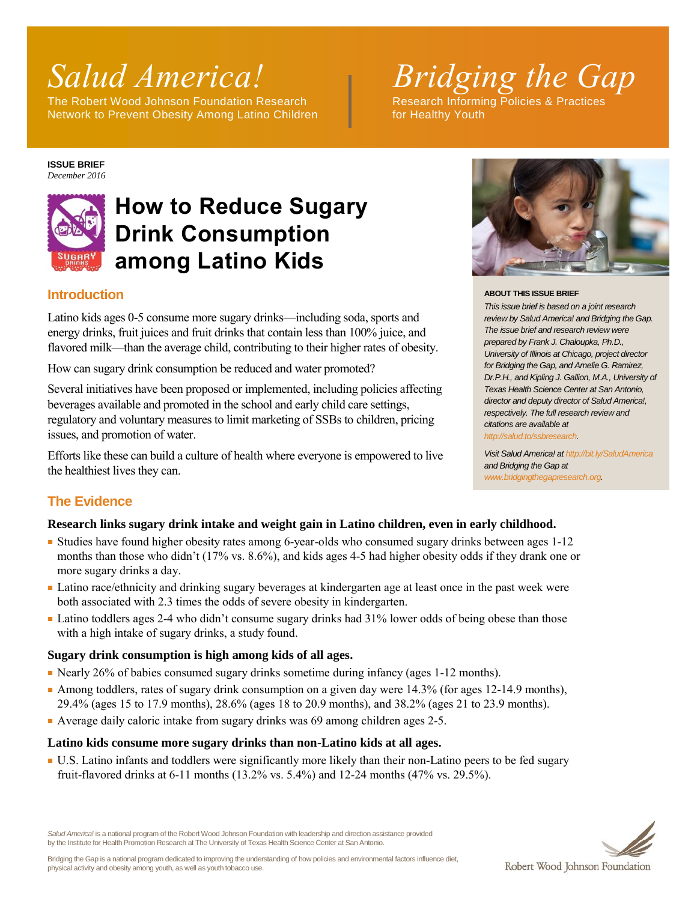*Salud America!*

The Robert Wood Johnson Foundation Research Network to Prevent Obesity Among Latino Children

*Bridging the Gap*

Research Informing Policies & Practices for Healthy Youth

**ISSUE BRIEF**
*December 2016*

# How to Reduce Sugary Drink Consumption among Latino Kids

## Introduction

Latino kids ages 0-5 consume more sugary drinks—including soda, sports and energy drinks, fruit juices and fruit drinks that contain less than 100% juice, and flavored milk—than the average child, contributing to their higher rates of obesity.

How can sugary drink consumption be reduced and water promoted?

Several initiatives have been proposed or implemented, including policies affecting beverages available and promoted in the school and early child care settings, regulatory and voluntary measures to limit marketing of SSBs to children, pricing issues, and promotion of water.

Efforts like these can build a culture of health where everyone is empowered to live the healthiest lives they can.

**ABOUT THIS ISSUE BRIEF**

*This issue brief is based on a joint research review by Salud America! and Bridging the Gap. The issue brief and research review were prepared by Frank J. Chaloupka, Ph.D., University of Illinois at Chicago, project director for Bridging the Gap, and Amelie G. Ramirez, Dr.P.H., and Kipling J. Gallion, M.A., University of Texas Health Science Center at San Antonio, director and deputy director of Salud America!, respectively. The full research review and citations are available at http://salud.to/ssbresearch.*

*Visit Salud America! at http://bit.ly/SaludAmerica and Bridging the Gap at www.bridgingthegapresearch.org.*

## The Evidence

### Research links sugary drink intake and weight gain in Latino children, even in early childhood.

- Studies have found higher obesity rates among 6-year-olds who consumed sugary drinks between ages 1-12 months than those who didn't (17% vs. 8.6%), and kids ages 4-5 had higher obesity odds if they drank one or more sugary drinks a day.
- Latino race/ethnicity and drinking sugary beverages at kindergarten age at least once in the past week were both associated with 2.3 times the odds of severe obesity in kindergarten.
- Latino toddlers ages 2-4 who didn't consume sugary drinks had 31% lower odds of being obese than those with a high intake of sugary drinks, a study found.

### Sugary drink consumption is high among kids of all ages.

- Nearly 26% of babies consumed sugary drinks sometime during infancy (ages 1-12 months).
- Among toddlers, rates of sugary drink consumption on a given day were 14.3% (for ages 12-14.9 months), 29.4% (ages 15 to 17.9 months), 28.6% (ages 18 to 20.9 months), and 38.2% (ages 21 to 23.9 months).
- Average daily caloric intake from sugary drinks was 69 among children ages 2-5.

### Latino kids consume more sugary drinks than non-Latino kids at all ages.

- U.S. Latino infants and toddlers were significantly more likely than their non-Latino peers to be fed sugary fruit-flavored drinks at 6-11 months (13.2% vs. 5.4%) and 12-24 months (47% vs. 29.5%).

*Salud America!* is a national program of the Robert Wood Johnson Foundation with leadership and direction assistance provided by the Institute for Health Promotion Research at The University of Texas Health Science Center at San Antonio.

Bridging the Gap is a national program dedicated to improving the understanding of how policies and environmental factors influence diet, physical activity and obesity among youth, as well as youth tobacco use.

Robert Wood Johnson Foundation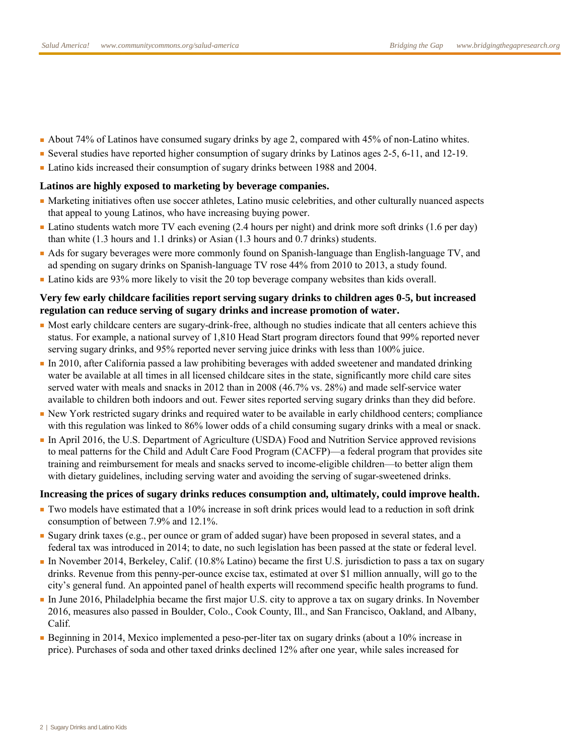- About 74% of Latinos have consumed sugary drinks by age 2, compared with 45% of non-Latino whites.
- Several studies have reported higher consumption of sugary drinks by Latinos ages 2-5, 6-11, and 12-19.
- Latino kids increased their consumption of sugary drinks between 1988 and 2004.

**Latinos are highly exposed to marketing by beverage companies.**

- Marketing initiatives often use soccer athletes, Latino music celebrities, and other culturally nuanced aspects that appeal to young Latinos, who have increasing buying power.
- Latino students watch more TV each evening (2.4 hours per night) and drink more soft drinks (1.6 per day) than white (1.3 hours and 1.1 drinks) or Asian (1.3 hours and 0.7 drinks) students.
- Ads for sugary beverages were more commonly found on Spanish-language than English-language TV, and ad spending on sugary drinks on Spanish-language TV rose 44% from 2010 to 2013, a study found.
- Latino kids are 93% more likely to visit the 20 top beverage company websites than kids overall.

**Very few early childcare facilities report serving sugary drinks to children ages 0-5, but increased regulation can reduce serving of sugary drinks and increase promotion of water.**

- Most early childcare centers are sugary-drink-free, although no studies indicate that all centers achieve this status. For example, a national survey of 1,810 Head Start program directors found that 99% reported never serving sugary drinks, and 95% reported never serving juice drinks with less than 100% juice.
- In 2010, after California passed a law prohibiting beverages with added sweetener and mandated drinking water be available at all times in all licensed childcare sites in the state, significantly more child care sites served water with meals and snacks in 2012 than in 2008 (46.7% vs. 28%) and made self-service water available to children both indoors and out. Fewer sites reported serving sugary drinks than they did before.
- New York restricted sugary drinks and required water to be available in early childhood centers; compliance with this regulation was linked to 86% lower odds of a child consuming sugary drinks with a meal or snack.
- In April 2016, the U.S. Department of Agriculture (USDA) Food and Nutrition Service approved revisions to meal patterns for the Child and Adult Care Food Program (CACFP)—a federal program that provides site training and reimbursement for meals and snacks served to income-eligible children—to better align them with dietary guidelines, including serving water and avoiding the serving of sugar-sweetened drinks.

**Increasing the prices of sugary drinks reduces consumption and, ultimately, could improve health.**

- Two models have estimated that a 10% increase in soft drink prices would lead to a reduction in soft drink consumption of between 7.9% and 12.1%.
- Sugary drink taxes (e.g., per ounce or gram of added sugar) have been proposed in several states, and a federal tax was introduced in 2014; to date, no such legislation has been passed at the state or federal level.
- In November 2014, Berkeley, Calif. (10.8% Latino) became the first U.S. jurisdiction to pass a tax on sugary drinks. Revenue from this penny-per-ounce excise tax, estimated at over $1 million annually, will go to the city's general fund. An appointed panel of health experts will recommend specific health programs to fund.
- In June 2016, Philadelphia became the first major U.S. city to approve a tax on sugary drinks. In November 2016, measures also passed in Boulder, Colo., Cook County, Ill., and San Francisco, Oakland, and Albany, Calif.
- Beginning in 2014, Mexico implemented a peso-per-liter tax on sugary drinks (about a 10% increase in price). Purchases of soda and other taxed drinks declined 12% after one year, while sales increased for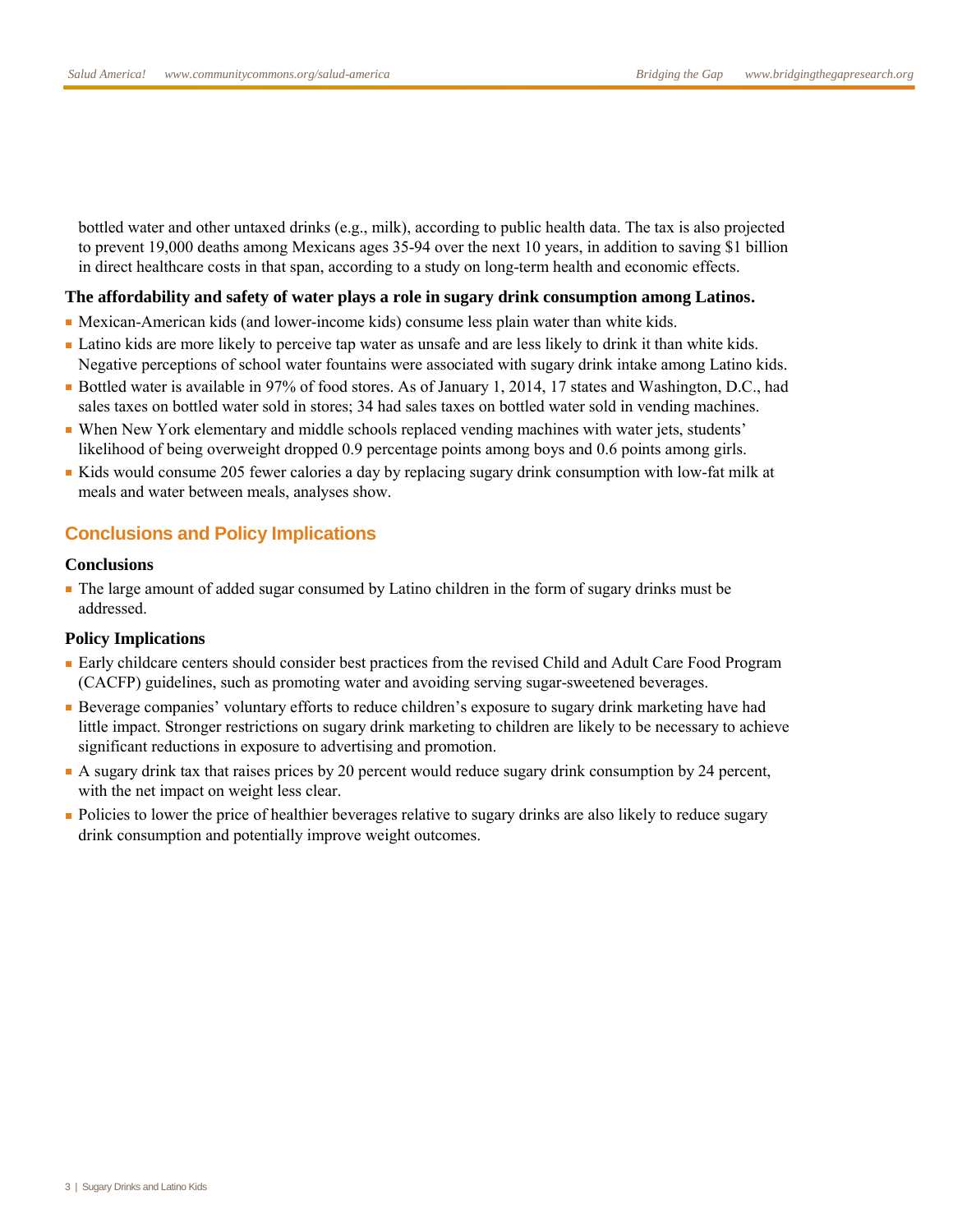bottled water and other untaxed drinks (e.g., milk), according to public health data. The tax is also projected to prevent 19,000 deaths among Mexicans ages 35-94 over the next 10 years, in addition to saving $1 billion in direct healthcare costs in that span, according to a study on long-term health and economic effects.

**The affordability and safety of water plays a role in sugary drink consumption among Latinos.**

- Mexican-American kids (and lower-income kids) consume less plain water than white kids.
- Latino kids are more likely to perceive tap water as unsafe and are less likely to drink it than white kids. Negative perceptions of school water fountains were associated with sugary drink intake among Latino kids.
- Bottled water is available in 97% of food stores. As of January 1, 2014, 17 states and Washington, D.C., had sales taxes on bottled water sold in stores; 34 had sales taxes on bottled water sold in vending machines.
- When New York elementary and middle schools replaced vending machines with water jets, students' likelihood of being overweight dropped 0.9 percentage points among boys and 0.6 points among girls.
- Kids would consume 205 fewer calories a day by replacing sugary drink consumption with low-fat milk at meals and water between meals, analyses show.

## Conclusions and Policy Implications

### Conclusions

- The large amount of added sugar consumed by Latino children in the form of sugary drinks must be addressed.

### Policy Implications

- Early childcare centers should consider best practices from the revised Child and Adult Care Food Program (CACFP) guidelines, such as promoting water and avoiding serving sugar-sweetened beverages.
- Beverage companies' voluntary efforts to reduce children's exposure to sugary drink marketing have had little impact. Stronger restrictions on sugary drink marketing to children are likely to be necessary to achieve significant reductions in exposure to advertising and promotion.
- A sugary drink tax that raises prices by 20 percent would reduce sugary drink consumption by 24 percent, with the net impact on weight less clear.
- Policies to lower the price of healthier beverages relative to sugary drinks are also likely to reduce sugary drink consumption and potentially improve weight outcomes.